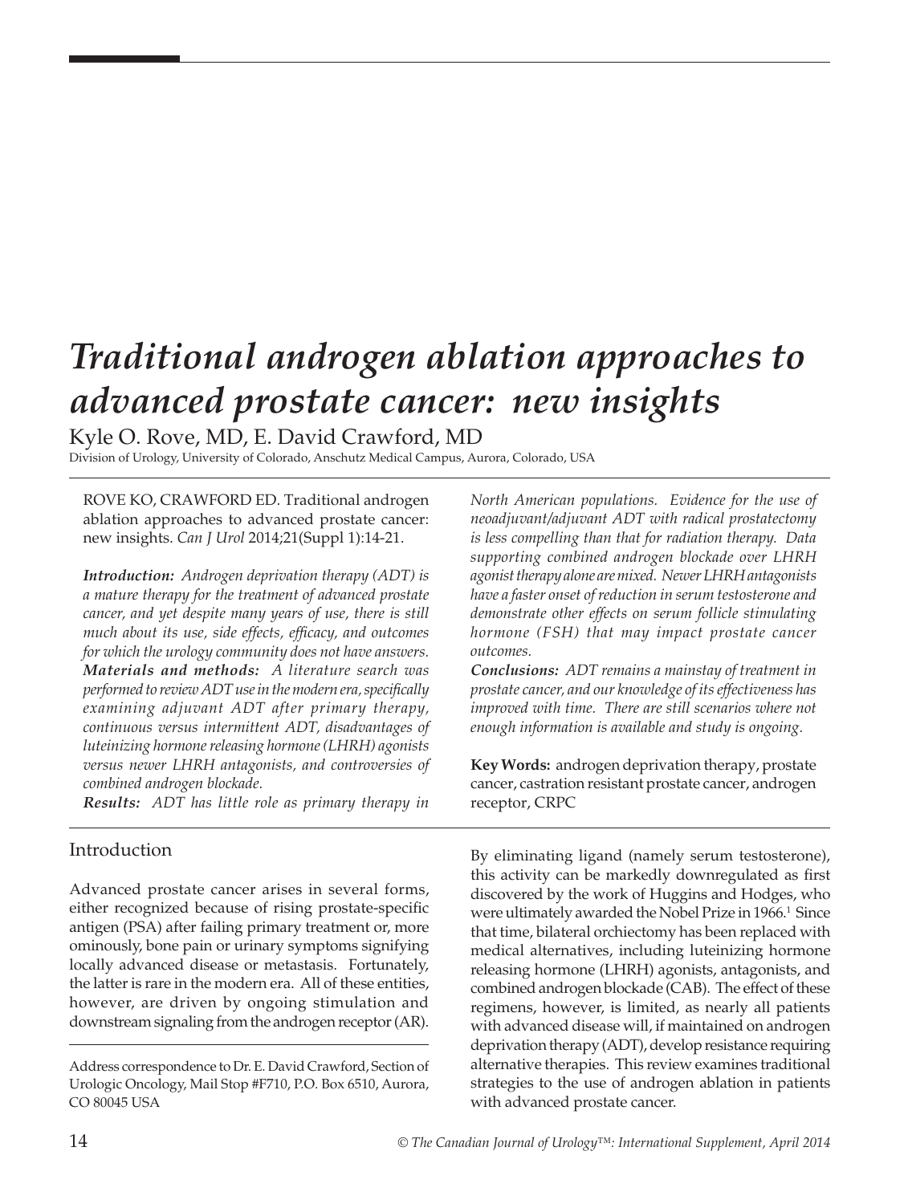# *Traditional androgen ablation approaches to advanced prostate cancer: new insights*

Kyle O. Rove, MD, E. David Crawford, MD

Division of Urology, University of Colorado, Anschutz Medical Campus, Aurora, Colorado, USA

ROVE KO, CRAWFORD ED. Traditional androgen ablation approaches to advanced prostate cancer: new insights. *Can J Urol* 2014;21(Suppl 1):14-21.

***Introduction:*** *Androgen deprivation therapy (ADT) is a mature therapy for the treatment of advanced prostate cancer, and yet despite many years of use, there is still much about its use, side effects, efficacy, and outcomes for which the urology community does not have answers.*

***Materials and methods:*** *A literature search was performed to review ADT use in the modern era, specifically examining adjuvant ADT after primary therapy, continuous versus intermittent ADT, disadvantages of luteinizing hormone releasing hormone (LHRH) agonists versus newer LHRH antagonists, and controversies of combined androgen blockade.*

***Results:*** *ADT has little role as primary therapy in North American populations. Evidence for the use of neoadjuvant/adjuvant ADT with radical prostatectomy is less compelling than that for radiation therapy. Data supporting combined androgen blockade over LHRH agonist therapy alone are mixed. Newer LHRH antagonists have a faster onset of reduction in serum testosterone and demonstrate other effects on serum follicle stimulating hormone (FSH) that may impact prostate cancer outcomes.*

***Conclusions:*** *ADT remains a mainstay of treatment in prostate cancer, and our knowledge of its effectiveness has improved with time. There are still scenarios where not enough information is available and study is ongoing.*

**Key Words:** androgen deprivation therapy, prostate cancer, castration resistant prostate cancer, androgen receptor, CRPC

## Introduction

Advanced prostate cancer arises in several forms, either recognized because of rising prostate-specific antigen (PSA) after failing primary treatment or, more ominously, bone pain or urinary symptoms signifying locally advanced disease or metastasis. Fortunately, the latter is rare in the modern era. All of these entities, however, are driven by ongoing stimulation and downstream signaling from the androgen receptor (AR). By eliminating ligand (namely serum testosterone), this activity can be markedly downregulated as first discovered by the work of Huggins and Hodges, who were ultimately awarded the Nobel Prize in 1966.[1] Since that time, bilateral orchiectomy has been replaced with medical alternatives, including luteinizing hormone releasing hormone (LHRH) agonists, antagonists, and combined androgen blockade (CAB). The effect of these regimens, however, is limited, as nearly all patients with advanced disease will, if maintained on androgen deprivation therapy (ADT), develop resistance requiring alternative therapies. This review examines traditional strategies to the use of androgen ablation in patients with advanced prostate cancer.

Address correspondence to Dr. E. David Crawford, Section of Urologic Oncology, Mail Stop #F710, P.O. Box 6510, Aurora, CO 80045 USA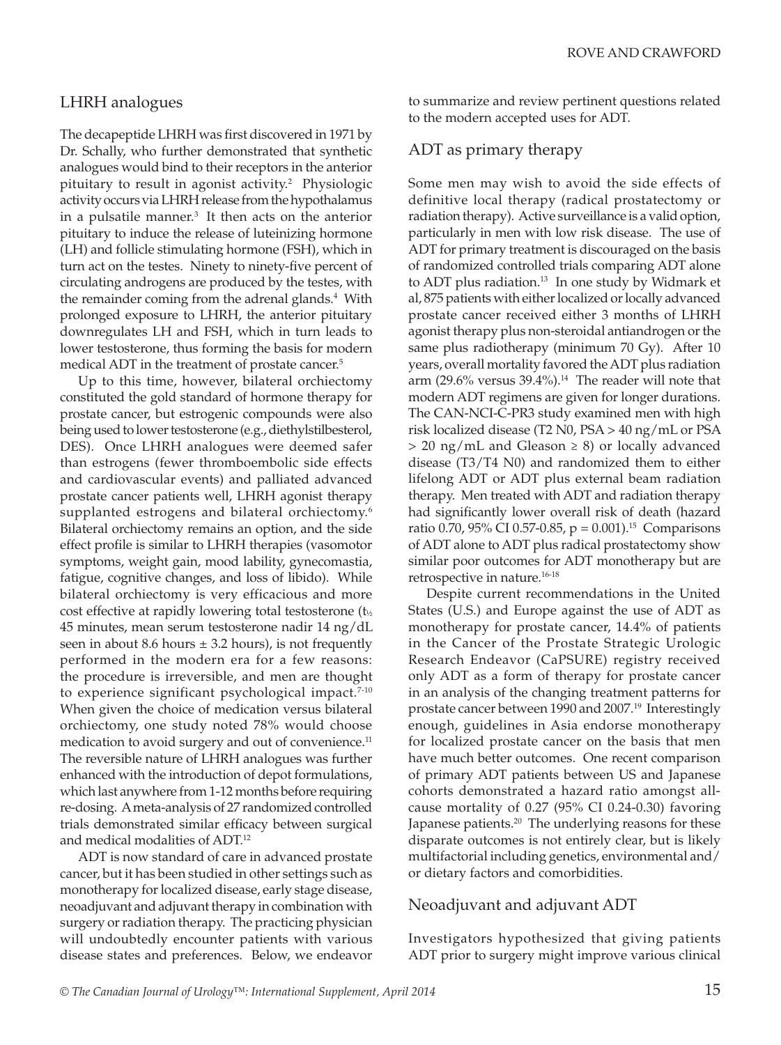## LHRH analogues

The decapeptide LHRH was first discovered in 1971 by Dr. Schally, who further demonstrated that synthetic analogues would bind to their receptors in the anterior pituitary to result in agonist activity.[2] Physiologic activity occurs via LHRH release from the hypothalamus in a pulsatile manner.[3] It then acts on the anterior pituitary to induce the release of luteinizing hormone (LH) and follicle stimulating hormone (FSH), which in turn act on the testes. Ninety to ninety-five percent of circulating androgens are produced by the testes, with the remainder coming from the adrenal glands.[4] With prolonged exposure to LHRH, the anterior pituitary downregulates LH and FSH, which in turn leads to lower testosterone, thus forming the basis for modern medical ADT in the treatment of prostate cancer.[5]

Up to this time, however, bilateral orchiectomy constituted the gold standard of hormone therapy for prostate cancer, but estrogenic compounds were also being used to lower testosterone (e.g., diethylstilbesterol, DES). Once LHRH analogues were deemed safer than estrogens (fewer thromboembolic side effects and cardiovascular events) and palliated advanced prostate cancer patients well, LHRH agonist therapy supplanted estrogens and bilateral orchiectomy.[6] Bilateral orchiectomy remains an option, and the side effect profile is similar to LHRH therapies (vasomotor symptoms, weight gain, mood lability, gynecomastia, fatigue, cognitive changes, and loss of libido). While bilateral orchiectomy is very efficacious and more cost effective at rapidly lowering total testosterone ($t_{1/2}$ 45 minutes, mean serum testosterone nadir 14 ng/dL seen in about 8.6 hours ± 3.2 hours), is not frequently performed in the modern era for a few reasons: the procedure is irreversible, and men are thought to experience significant psychological impact.[7-10] When given the choice of medication versus bilateral orchiectomy, one study noted 78% would choose medication to avoid surgery and out of convenience.[11] The reversible nature of LHRH analogues was further enhanced with the introduction of depot formulations, which last anywhere from 1-12 months before requiring re-dosing. A meta-analysis of 27 randomized controlled trials demonstrated similar efficacy between surgical and medical modalities of ADT.[12]

ADT is now standard of care in advanced prostate cancer, but it has been studied in other settings such as monotherapy for localized disease, early stage disease, neoadjuvant and adjuvant therapy in combination with surgery or radiation therapy. The practicing physician will undoubtedly encounter patients with various disease states and preferences. Below, we endeavor to summarize and review pertinent questions related to the modern accepted uses for ADT.

## ADT as primary therapy

Some men may wish to avoid the side effects of definitive local therapy (radical prostatectomy or radiation therapy). Active surveillance is a valid option, particularly in men with low risk disease. The use of ADT for primary treatment is discouraged on the basis of randomized controlled trials comparing ADT alone to ADT plus radiation.[13] In one study by Widmark et al, 875 patients with either localized or locally advanced prostate cancer received either 3 months of LHRH agonist therapy plus non-steroidal antiandrogen or the same plus radiotherapy (minimum 70 Gy). After 10 years, overall mortality favored the ADT plus radiation arm (29.6% versus 39.4%).[14] The reader will note that modern ADT regimens are given for longer durations. The CAN-NCI-C-PR3 study examined men with high risk localized disease (T2 N0, PSA > 40 ng/mL or PSA > 20 ng/mL and Gleason ≥ 8) or locally advanced disease (T3/T4 N0) and randomized them to either lifelong ADT or ADT plus external beam radiation therapy. Men treated with ADT and radiation therapy had significantly lower overall risk of death (hazard ratio 0.70, 95% CI 0.57-0.85, $p = 0.001$).[15] Comparisons of ADT alone to ADT plus radical prostatectomy show similar poor outcomes for ADT monotherapy but are retrospective in nature.[16-18]

Despite current recommendations in the United States (U.S.) and Europe against the use of ADT as monotherapy for prostate cancer, 14.4% of patients in the Cancer of the Prostate Strategic Urologic Research Endeavor (CaPSURE) registry received only ADT as a form of therapy for prostate cancer in an analysis of the changing treatment patterns for prostate cancer between 1990 and 2007.[19] Interestingly enough, guidelines in Asia endorse monotherapy for localized prostate cancer on the basis that men have much better outcomes. One recent comparison of primary ADT patients between US and Japanese cohorts demonstrated a hazard ratio amongst all-cause mortality of 0.27 (95% CI 0.24-0.30) favoring Japanese patients.[20] The underlying reasons for these disparate outcomes is not entirely clear, but is likely multifactorial including genetics, environmental and/or dietary factors and comorbidities.

## Neoadjuvant and adjuvant ADT

Investigators hypothesized that giving patients ADT prior to surgery might improve various clinical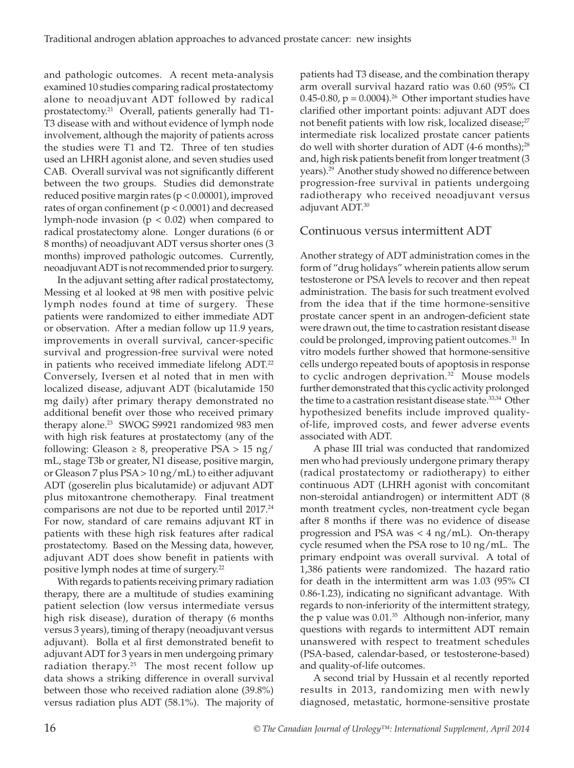and pathologic outcomes. A recent meta-analysis examined 10 studies comparing radical prostatectomy alone to neoadjuvant ADT followed by radical prostatectomy.[21] Overall, patients generally had T1-T3 disease with and without evidence of lymph node involvement, although the majority of patients across the studies were T1 and T2. Three of ten studies used an LHRH agonist alone, and seven studies used CAB. Overall survival was not significantly different between the two groups. Studies did demonstrate reduced positive margin rates ($p < 0.00001$), improved rates of organ confinement ($p < 0.0001$) and decreased lymph-node invasion ($p < 0.02$) when compared to radical prostatectomy alone. Longer durations (6 or 8 months) of neoadjuvant ADT versus shorter ones (3 months) improved pathologic outcomes. Currently, neoadjuvant ADT is not recommended prior to surgery.

In the adjuvant setting after radical prostatectomy, Messing et al looked at 98 men with positive pelvic lymph nodes found at time of surgery. These patients were randomized to either immediate ADT or observation. After a median follow up 11.9 years, improvements in overall survival, cancer-specific survival and progression-free survival were noted in patients who received immediate lifelong ADT.[22] Conversely, Iversen et al noted that in men with localized disease, adjuvant ADT (bicalutamide 150 mg daily) after primary therapy demonstrated no additional benefit over those who received primary therapy alone.[23] SWOG S9921 randomized 983 men with high risk features at prostatectomy (any of the following: Gleason ≥ 8, preoperative PSA > 15 ng/mL, stage T3b or greater, N1 disease, positive margin, or Gleason 7 plus PSA > 10 ng/mL) to either adjuvant ADT (goserelin plus bicalutamide) or adjuvant ADT plus mitoxantrone chemotherapy. Final treatment comparisons are not due to be reported until 2017.[24] For now, standard of care remains adjuvant RT in patients with these high risk features after radical prostatectomy. Based on the Messing data, however, adjuvant ADT does show benefit in patients with positive lymph nodes at time of surgery.[22]

With regards to patients receiving primary radiation therapy, there are a multitude of studies examining patient selection (low versus intermediate versus high risk disease), duration of therapy (6 months versus 3 years), timing of therapy (neoadjuvant versus adjuvant). Bolla et al first demonstrated benefit to adjuvant ADT for 3 years in men undergoing primary radiation therapy.[25] The most recent follow up data shows a striking difference in overall survival between those who received radiation alone (39.8%) versus radiation plus ADT (58.1%). The majority of patients had T3 disease, and the combination therapy arm overall survival hazard ratio was 0.60 (95% CI 0.45-0.80, $p = 0.0004$).[26] Other important studies have clarified other important points: adjuvant ADT does not benefit patients with low risk, localized disease;[27] intermediate risk localized prostate cancer patients do well with shorter duration of ADT (4-6 months);[28] and, high risk patients benefit from longer treatment (3 years).[29] Another study showed no difference between progression-free survival in patients undergoing radiotherapy who received neoadjuvant versus adjuvant ADT.[30]

## Continuous versus intermittent ADT

Another strategy of ADT administration comes in the form of "drug holidays" wherein patients allow serum testosterone or PSA levels to recover and then repeat administration. The basis for such treatment evolved from the idea that if the time hormone-sensitive prostate cancer spent in an androgen-deficient state were drawn out, the time to castration resistant disease could be prolonged, improving patient outcomes.[31] In vitro models further showed that hormone-sensitive cells undergo repeated bouts of apoptosis in response to cyclic androgen deprivation.[32] Mouse models further demonstrated that this cyclic activity prolonged the time to a castration resistant disease state.[33,34] Other hypothesized benefits include improved quality-of-life, improved costs, and fewer adverse events associated with ADT.

A phase III trial was conducted that randomized men who had previously undergone primary therapy (radical prostatectomy or radiotherapy) to either continuous ADT (LHRH agonist with concomitant non-steroidal antiandrogen) or intermittent ADT (8 month treatment cycles, non-treatment cycle began after 8 months if there was no evidence of disease progression and PSA was < 4 ng/mL). On-therapy cycle resumed when the PSA rose to 10 ng/mL. The primary endpoint was overall survival. A total of 1,386 patients were randomized. The hazard ratio for death in the intermittent arm was 1.03 (95% CI 0.86-1.23), indicating no significant advantage. With regards to non-inferiority of the intermittent strategy, the p value was 0.01.[35] Although non-inferior, many questions with regards to intermittent ADT remain unanswered with respect to treatment schedules (PSA-based, calendar-based, or testosterone-based) and quality-of-life outcomes.

A second trial by Hussain et al recently reported results in 2013, randomizing men with newly diagnosed, metastatic, hormone-sensitive prostate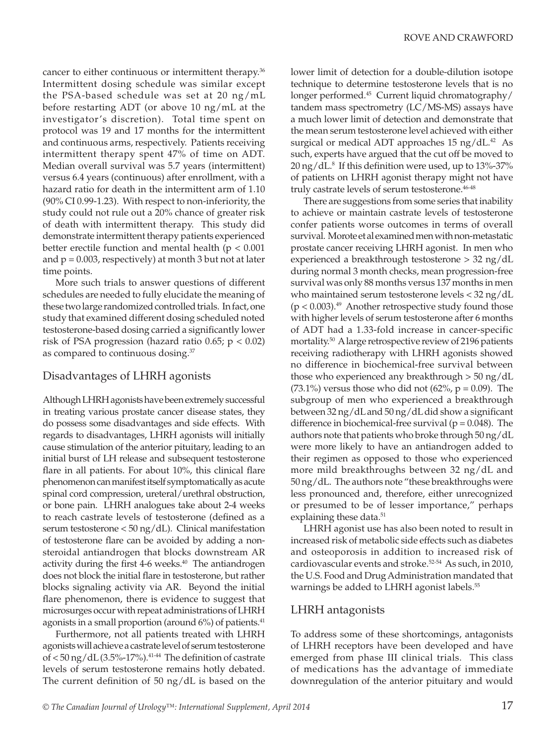cancer to either continuous or intermittent therapy.[36] Intermittent dosing schedule was similar except the PSA-based schedule was set at 20 ng/mL before restarting ADT (or above 10 ng/mL at the investigator's discretion). Total time spent on protocol was 19 and 17 months for the intermittent and continuous arms, respectively. Patients receiving intermittent therapy spent 47% of time on ADT. Median overall survival was 5.7 years (intermittent) versus 6.4 years (continuous) after enrollment, with a hazard ratio for death in the intermittent arm of 1.10 (90% CI 0.99-1.23). With respect to non-inferiority, the study could not rule out a 20% chance of greater risk of death with intermittent therapy. This study did demonstrate intermittent therapy patients experienced better erectile function and mental health ($p < 0.001$ and $p = 0.003$, respectively) at month 3 but not at later time points.

More such trials to answer questions of different schedules are needed to fully elucidate the meaning of these two large randomized controlled trials. In fact, one study that examined different dosing scheduled noted testosterone-based dosing carried a significantly lower risk of PSA progression (hazard ratio 0.65; $p < 0.02$) as compared to continuous dosing.[37]

## Disadvantages of LHRH agonists

Although LHRH agonists have been extremely successful in treating various prostate cancer disease states, they do possess some disadvantages and side effects. With regards to disadvantages, LHRH agonists will initially cause stimulation of the anterior pituitary, leading to an initial burst of LH release and subsequent testosterone flare in all patients. For about 10%, this clinical flare phenomenon can manifest itself symptomatically as acute spinal cord compression, ureteral/urethral obstruction, or bone pain. LHRH analogues take about 2-4 weeks to reach castrate levels of testosterone (defined as a serum testosterone < 50 ng/dL). Clinical manifestation of testosterone flare can be avoided by adding a non-steroidal antiandrogen that blocks downstream AR activity during the first 4-6 weeks.[40] The antiandrogen does not block the initial flare in testosterone, but rather blocks signaling activity via AR. Beyond the initial flare phenomenon, there is evidence to suggest that microsurges occur with repeat administrations of LHRH agonists in a small proportion (around 6%) of patients.[41]

Furthermore, not all patients treated with LHRH agonists will achieve a castrate level of serum testosterone of < 50 ng/dL (3.5%-17%).[41-44] The definition of castrate levels of serum testosterone remains hotly debated. The current definition of 50 ng/dL is based on the lower limit of detection for a double-dilution isotope technique to determine testosterone levels that is no longer performed.[45] Current liquid chromatography/tandem mass spectrometry (LC/MS-MS) assays have a much lower limit of detection and demonstrate that the mean serum testosterone level achieved with either surgical or medical ADT approaches 15 ng/dL.[42] As such, experts have argued that the cut off be moved to 20 ng/dL.[8] If this definition were used, up to 13%-37% of patients on LHRH agonist therapy might not have truly castrate levels of serum testosterone.[46-48]

There are suggestions from some series that inability to achieve or maintain castrate levels of testosterone confer patients worse outcomes in terms of overall survival. Morote et al examined men with non-metastatic prostate cancer receiving LHRH agonist. In men who experienced a breakthrough testosterone > 32 ng/dL during normal 3 month checks, mean progression-free survival was only 88 months versus 137 months in men who maintained serum testosterone levels < 32 ng/dL ($p < 0.003$).[49] Another retrospective study found those with higher levels of serum testosterone after 6 months of ADT had a 1.33-fold increase in cancer-specific mortality.[50] A large retrospective review of 2196 patients receiving radiotherapy with LHRH agonists showed no difference in biochemical-free survival between those who experienced any breakthrough > 50 ng/dL (73.1%) versus those who did not (62%, $p = 0.09$). The subgroup of men who experienced a breakthrough between 32 ng/dL and 50 ng/dL did show a significant difference in biochemical-free survival ($p = 0.048$). The authors note that patients who broke through 50 ng/dL were more likely to have an antiandrogen added to their regimen as opposed to those who experienced more mild breakthroughs between 32 ng/dL and 50 ng/dL. The authors note "these breakthroughs were less pronounced and, therefore, either unrecognized or presumed to be of lesser importance," perhaps explaining these data.[51]

LHRH agonist use has also been noted to result in increased risk of metabolic side effects such as diabetes and osteoporosis in addition to increased risk of cardiovascular events and stroke.[52-54] As such, in 2010, the U.S. Food and Drug Administration mandated that warnings be added to LHRH agonist labels.[55]

## LHRH antagonists

To address some of these shortcomings, antagonists of LHRH receptors have been developed and have emerged from phase III clinical trials. This class of medications has the advantage of immediate downregulation of the anterior pituitary and would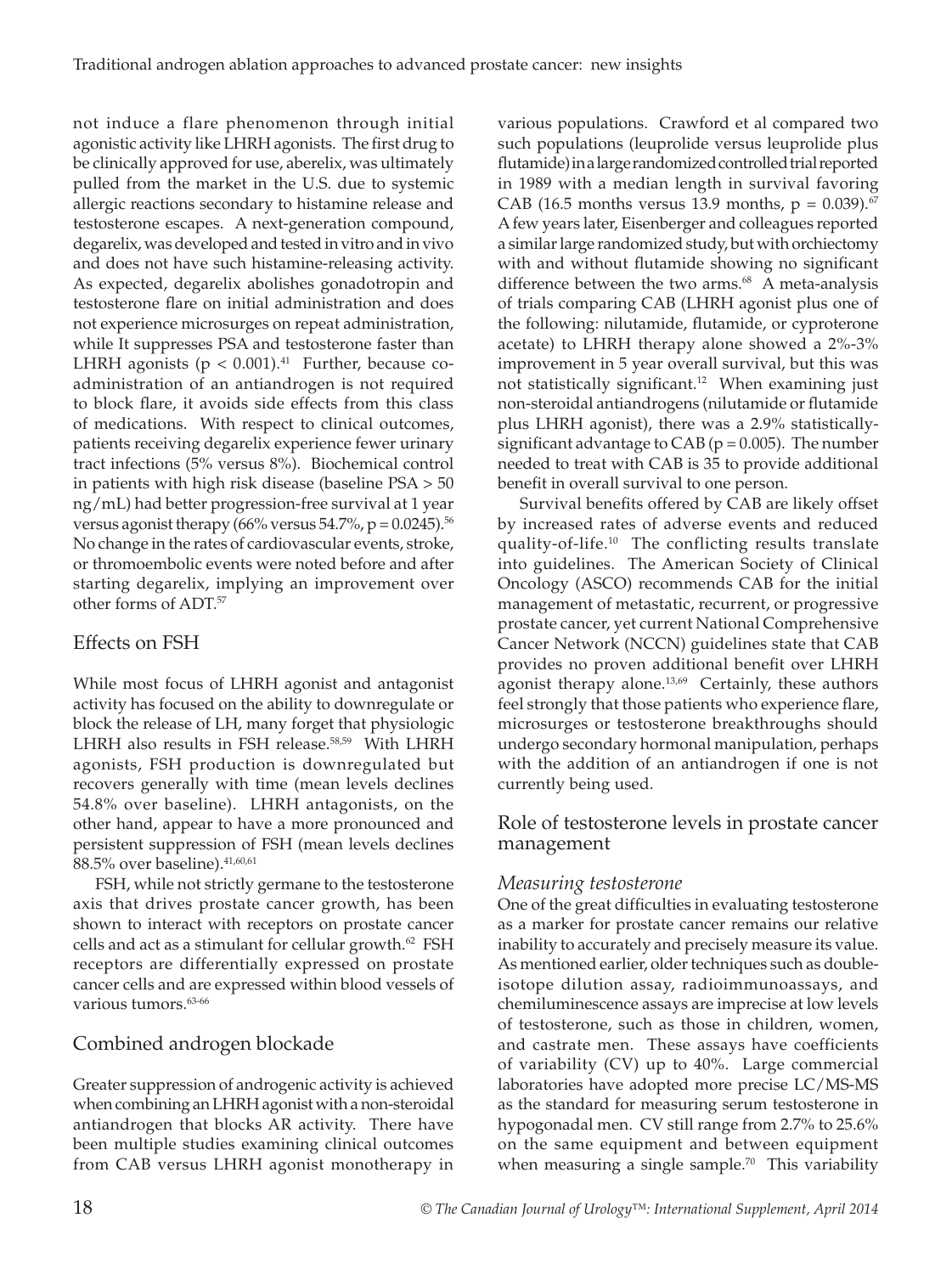not induce a flare phenomenon through initial agonistic activity like LHRH agonists. The first drug to be clinically approved for use, aberelix, was ultimately pulled from the market in the U.S. due to systemic allergic reactions secondary to histamine release and testosterone escapes. A next-generation compound, degarelix, was developed and tested in vitro and in vivo and does not have such histamine-releasing activity. As expected, degarelix abolishes gonadotropin and testosterone flare on initial administration and does not experience microsurges on repeat administration, while It suppresses PSA and testosterone faster than LHRH agonists ($p < 0.001$).[41] Further, because co-administration of an antiandrogen is not required to block flare, it avoids side effects from this class of medications. With respect to clinical outcomes, patients receiving degarelix experience fewer urinary tract infections (5% versus 8%). Biochemical control in patients with high risk disease (baseline PSA > 50 ng/mL) had better progression-free survival at 1 year versus agonist therapy (66% versus 54.7%, $p = 0.0245$).[56] No change in the rates of cardiovascular events, stroke, or thromoembolic events were noted before and after starting degarelix, implying an improvement over other forms of ADT.[57]

## Effects on FSH

While most focus of LHRH agonist and antagonist activity has focused on the ability to downregulate or block the release of LH, many forget that physiologic LHRH also results in FSH release.[58,59] With LHRH agonists, FSH production is downregulated but recovers generally with time (mean levels declines 54.8% over baseline). LHRH antagonists, on the other hand, appear to have a more pronounced and persistent suppression of FSH (mean levels declines 88.5% over baseline).[41,60,61]

FSH, while not strictly germane to the testosterone axis that drives prostate cancer growth, has been shown to interact with receptors on prostate cancer cells and act as a stimulant for cellular growth.[62] FSH receptors are differentially expressed on prostate cancer cells and are expressed within blood vessels of various tumors.[63-66]

## Combined androgen blockade

Greater suppression of androgenic activity is achieved when combining an LHRH agonist with a non-steroidal antiandrogen that blocks AR activity. There have been multiple studies examining clinical outcomes from CAB versus LHRH agonist monotherapy in various populations. Crawford et al compared two such populations (leuprolide versus leuprolide plus flutamide) in a large randomized controlled trial reported in 1989 with a median length in survival favoring CAB (16.5 months versus 13.9 months, $p = 0.039$).[67] A few years later, Eisenberger and colleagues reported a similar large randomized study, but with orchiectomy with and without flutamide showing no significant difference between the two arms.[68] A meta-analysis of trials comparing CAB (LHRH agonist plus one of the following: nilutamide, flutamide, or cyproterone acetate) to LHRH therapy alone showed a 2%-3% improvement in 5 year overall survival, but this was not statistically significant.[12] When examining just non-steroidal antiandrogens (nilutamide or flutamide plus LHRH agonist), there was a 2.9% statistically-significant advantage to CAB ($p = 0.005$). The number needed to treat with CAB is 35 to provide additional benefit in overall survival to one person.

Survival benefits offered by CAB are likely offset by increased rates of adverse events and reduced quality-of-life.[10] The conflicting results translate into guidelines. The American Society of Clinical Oncology (ASCO) recommends CAB for the initial management of metastatic, recurrent, or progressive prostate cancer, yet current National Comprehensive Cancer Network (NCCN) guidelines state that CAB provides no proven additional benefit over LHRH agonist therapy alone.[13,69] Certainly, these authors feel strongly that those patients who experience flare, microsurges or testosterone breakthroughs should undergo secondary hormonal manipulation, perhaps with the addition of an antiandrogen if one is not currently being used.

## Role of testosterone levels in prostate cancer management

### *Measuring testosterone*

One of the great difficulties in evaluating testosterone as a marker for prostate cancer remains our relative inability to accurately and precisely measure its value. As mentioned earlier, older techniques such as double-isotope dilution assay, radioimmunoassays, and chemiluminescence assays are imprecise at low levels of testosterone, such as those in children, women, and castrate men. These assays have coefficients of variability (CV) up to 40%. Large commercial laboratories have adopted more precise LC/MS-MS as the standard for measuring serum testosterone in hypogonadal men. CV still range from 2.7% to 25.6% on the same equipment and between equipment when measuring a single sample.[70] This variability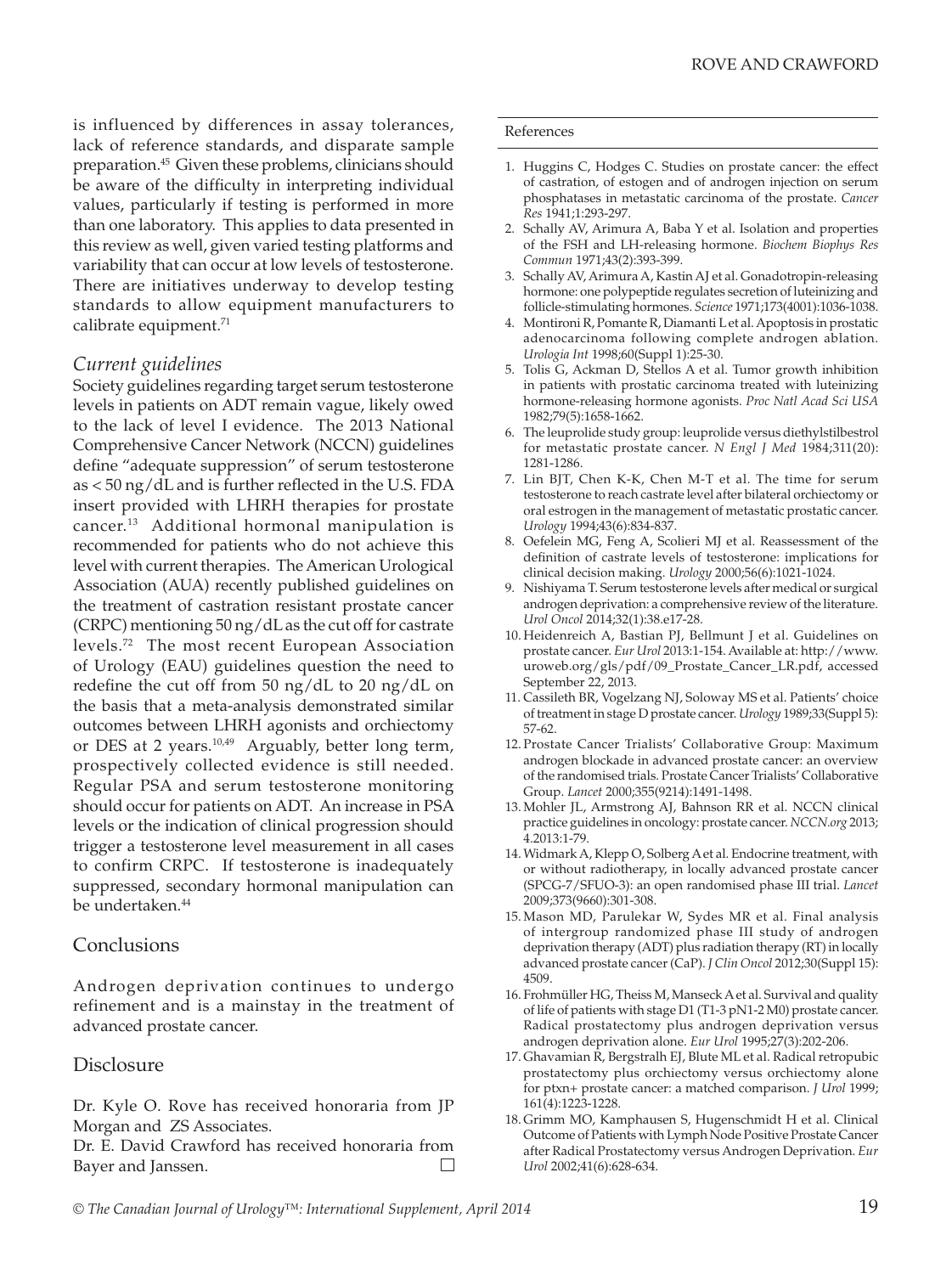is influenced by differences in assay tolerances, lack of reference standards, and disparate sample preparation.[45] Given these problems, clinicians should be aware of the difficulty in interpreting individual values, particularly if testing is performed in more than one laboratory. This applies to data presented in this review as well, given varied testing platforms and variability that can occur at low levels of testosterone. There are initiatives underway to develop testing standards to allow equipment manufacturers to calibrate equipment.[71]

### *Current guidelines*

Society guidelines regarding target serum testosterone levels in patients on ADT remain vague, likely owed to the lack of level I evidence. The 2013 National Comprehensive Cancer Network (NCCN) guidelines define "adequate suppression" of serum testosterone as < 50 ng/dL and is further reflected in the U.S. FDA insert provided with LHRH therapies for prostate cancer.[13] Additional hormonal manipulation is recommended for patients who do not achieve this level with current therapies. The American Urological Association (AUA) recently published guidelines on the treatment of castration resistant prostate cancer (CRPC) mentioning 50 ng/dL as the cut off for castrate levels.[72] The most recent European Association of Urology (EAU) guidelines question the need to redefine the cut off from 50 ng/dL to 20 ng/dL on the basis that a meta-analysis demonstrated similar outcomes between LHRH agonists and orchiectomy or DES at 2 years.[10,49] Arguably, better long term, prospectively collected evidence is still needed. Regular PSA and serum testosterone monitoring should occur for patients on ADT. An increase in PSA levels or the indication of clinical progression should trigger a testosterone level measurement in all cases to confirm CRPC. If testosterone is inadequately suppressed, secondary hormonal manipulation can be undertaken.[44]

## Conclusions

Androgen deprivation continues to undergo refinement and is a mainstay in the treatment of advanced prostate cancer.

## Disclosure

Dr. Kyle O. Rove has received honoraria from JP Morgan and ZS Associates.

Dr. E. David Crawford has received honoraria from Bayer and Janssen.

## References

1. Huggins C, Hodges C. Studies on prostate cancer: the effect of castration, of estogen and of androgen injection on serum phosphatases in metastatic carcinoma of the prostate. *Cancer Res* 1941;1:293-297.
2. Schally AV, Arimura A, Baba Y et al. Isolation and properties of the FSH and LH-releasing hormone. *Biochem Biophys Res Commun* 1971;43(2):393-399.
3. Schally AV, Arimura A, Kastin AJ et al. Gonadotropin-releasing hormone: one polypeptide regulates secretion of luteinizing and follicle-stimulating hormones. *Science* 1971;173(4001):1036-1038.
4. Montironi R, Pomante R, Diamanti L et al. Apoptosis in prostatic adenocarcinoma following complete androgen ablation. *Urologia Int* 1998;60(Suppl 1):25-30.
5. Tolis G, Ackman D, Stellos A et al. Tumor growth inhibition in patients with prostatic carcinoma treated with luteinizing hormone-releasing hormone agonists. *Proc Natl Acad Sci USA* 1982;79(5):1658-1662.
6. The leuprolide study group: leuprolide versus diethylstilbestrol for metastatic prostate cancer. *N Engl J Med* 1984;311(20): 1281-1286.
7. Lin BJT, Chen K-K, Chen M-T et al. The time for serum testosterone to reach castrate level after bilateral orchiectomy or oral estrogen in the management of metastatic prostatic cancer. *Urology* 1994;43(6):834-837.
8. Oefelein MG, Feng A, Scolieri MJ et al. Reassessment of the definition of castrate levels of testosterone: implications for clinical decision making. *Urology* 2000;56(6):1021-1024.
9. Nishiyama T. Serum testosterone levels after medical or surgical androgen deprivation: a comprehensive review of the literature. *Urol Oncol* 2014;32(1):38.e17-28.
10. Heidenreich A, Bastian PJ, Bellmunt J et al. Guidelines on prostate cancer. *Eur Urol* 2013:1-154. Available at: http://www.uroweb.org/gls/pdf/09_Prostate_Cancer_LR.pdf, accessed September 22, 2013.
11. Cassileth BR, Vogelzang NJ, Soloway MS et al. Patients' choice of treatment in stage D prostate cancer. *Urology* 1989;33(Suppl 5): 57-62.
12. Prostate Cancer Trialists' Collaborative Group: Maximum androgen blockade in advanced prostate cancer: an overview of the randomised trials. Prostate Cancer Trialists' Collaborative Group. *Lancet* 2000;355(9214):1491-1498.
13. Mohler JL, Armstrong AJ, Bahnson RR et al. NCCN clinical practice guidelines in oncology: prostate cancer. *NCCN.org* 2013; 4.2013:1-79.
14. Widmark A, Klepp O, Solberg A et al. Endocrine treatment, with or without radiotherapy, in locally advanced prostate cancer (SPCG-7/SFUO-3): an open randomised phase III trial. *Lancet* 2009;373(9660):301-308.
15. Mason MD, Parulekar W, Sydes MR et al. Final analysis of intergroup randomized phase III study of androgen deprivation therapy (ADT) plus radiation therapy (RT) in locally advanced prostate cancer (CaP). *J Clin Oncol* 2012;30(Suppl 15): 4509.
16. Frohmüller HG, Theiss M, Manseck A et al. Survival and quality of life of patients with stage D1 (T1-3 pN1-2 M0) prostate cancer. Radical prostatectomy plus androgen deprivation versus androgen deprivation alone. *Eur Urol* 1995;27(3):202-206.
17. Ghavamian R, Bergstralh EJ, Blute ML et al. Radical retropubic prostatectomy plus orchiectomy versus orchiectomy alone for ptxn+ prostate cancer: a matched comparison. *J Urol* 1999; 161(4):1223-1228.
18. Grimm MO, Kamphausen S, Hugenschmidt H et al. Clinical Outcome of Patients with Lymph Node Positive Prostate Cancer after Radical Prostatectomy versus Androgen Deprivation. *Eur Urol* 2002;41(6):628-634.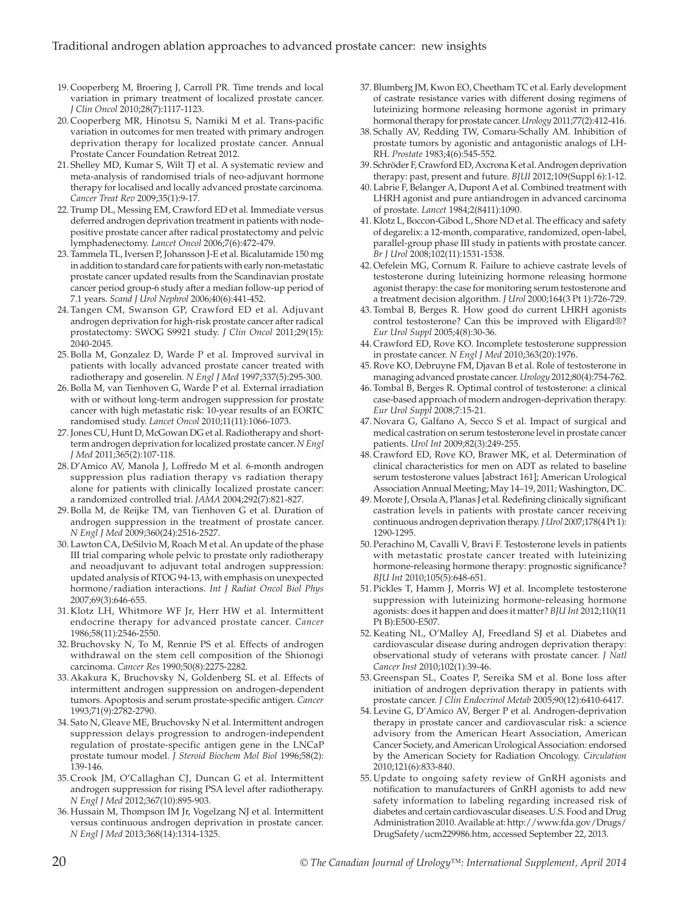19. Cooperberg M, Broering J, Carroll PR. Time trends and local variation in primary treatment of localized prostate cancer. *J Clin Oncol* 2010;28(7):1117-1123.
20. Cooperberg MR, Hinotsu S, Namiki M et al. Trans-pacific variation in outcomes for men treated with primary androgen deprivation therapy for localized prostate cancer. Annual Prostate Cancer Foundation Retreat 2012.
21. Shelley MD, Kumar S, Wilt TJ et al. A systematic review and meta-analysis of randomised trials of neo-adjuvant hormone therapy for localised and locally advanced prostate carcinoma. *Cancer Treat Rev* 2009;35(1):9-17.
22. Trump DL, Messing EM, Crawford ED et al. Immediate versus deferred androgen deprivation treatment in patients with node-positive prostate cancer after radical prostatectomy and pelvic lymphadenectomy. *Lancet Oncol* 2006;7(6):472-479.
23. Tammela TL, Iversen P, Johansson J-E et al. Bicalutamide 150 mg in addition to standard care for patients with early non-metastatic prostate cancer updated results from the Scandinavian prostate cancer period group-6 study after a median follow-up period of 7.1 years. *Scand J Urol Nephrol* 2006;40(6):441-452.
24. Tangen CM, Swanson GP, Crawford ED et al. Adjuvant androgen deprivation for high-risk prostate cancer after radical prostatectomy: SWOG S9921 study. *J Clin Oncol* 2011;29(15): 2040-2045.
25. Bolla M, Gonzalez D, Warde P et al. Improved survival in patients with locally advanced prostate cancer treated with radiotherapy and goserelin. *N Engl J Med* 1997;337(5):295-300.
26. Bolla M, van Tienhoven G, Warde P et al. External irradiation with or without long-term androgen suppression for prostate cancer with high metastatic risk: 10-year results of an EORTC randomised study. *Lancet Oncol* 2010;11(11):1066-1073.
27. Jones CU, Hunt D, McGowan DG et al. Radiotherapy and short-term androgen deprivation for localized prostate cancer. *N Engl J Med* 2011;365(2):107-118.
28. D'Amico AV, Manola J, Loffredo M et al. 6-month androgen suppression plus radiation therapy vs radiation therapy alone for patients with clinically localized prostate cancer: a randomized controlled trial. *JAMA* 2004;292(7):821-827.
29. Bolla M, de Reijke TM, van Tienhoven G et al. Duration of androgen suppression in the treatment of prostate cancer. *N Engl J Med* 2009;360(24):2516-2527.
30. Lawton CA, DeSilvio M, Roach M et al. An update of the phase III trial comparing whole pelvic to prostate only radiotherapy and neoadjuvant to adjuvant total androgen suppression: updated analysis of RTOG 94-13, with emphasis on unexpected hormone/radiation interactions. *Int J Radiat Oncol Biol Phys* 2007;69(3):646-655.
31. Klotz LH, Whitmore WF Jr, Herr HW et al. Intermittent endocrine therapy for advanced prostate cancer. *Cancer* 1986;58(11):2546-2550.
32. Bruchovsky N, To M, Rennie PS et al. Effects of androgen withdrawal on the stem cell composition of the Shionogi carcinoma. *Cancer Res* 1990;50(8):2275-2282.
33. Akakura K, Bruchovsky N, Goldenberg SL et al. Effects of intermittent androgen suppression on androgen-dependent tumors. Apoptosis and serum prostate-specific antigen. *Cancer* 1993;71(9):2782-2790.
34. Sato N, Gleave ME, Bruchovsky N et al. Intermittent androgen suppression delays progression to androgen-independent regulation of prostate-specific antigen gene in the LNCaP prostate tumour model. *J Steroid Biochem Mol Biol* 1996;58(2): 139-146.
35. Crook JM, O'Callaghan CJ, Duncan G et al. Intermittent androgen suppression for rising PSA level after radiotherapy. *N Engl J Med* 2012;367(10):895-903.
36. Hussain M, Thompson IM Jr, Vogelzang NJ et al. Intermittent versus continuous androgen deprivation in prostate cancer. *N Engl J Med* 2013;368(14):1314-1325.
37. Blumberg JM, Kwon EO, Cheetham TC et al. Early development of castrate resistance varies with different dosing regimens of luteinizing hormone releasing hormone agonist in primary hormonal therapy for prostate cancer. *Urology* 2011;77(2):412-416.
38. Schally AV, Redding TW, Comaru-Schally AM. Inhibition of prostate tumors by agonistic and antagonistic analogs of LH-RH. *Prostate* 1983;4(6):545-552.
39. Schröder F, Crawford ED, Axcrona K et al. Androgen deprivation therapy: past, present and future. *BJUI* 2012;109(Suppl 6):1-12.
40. Labrie F, Belanger A, Dupont A et al. Combined treatment with LHRH agonist and pure antiandrogen in advanced carcinoma of prostate. *Lancet* 1984;2(8411):1090.
41. Klotz L, Boccon-Gibod L, Shore ND et al. The efficacy and safety of degarelix: a 12-month, comparative, randomized, open-label, parallel-group phase III study in patients with prostate cancer. *Br J Urol* 2008;102(11):1531-1538.
42. Oefelein MG, Cornum R. Failure to achieve castrate levels of testosterone during luteinizing hormone releasing hormone agonist therapy: the case for monitoring serum testosterone and a treatment decision algorithm. *J Urol* 2000;164(3 Pt 1):726-729.
43. Tombal B, Berges R. How good do current LHRH agonists control testosterone? Can this be improved with Eligard®? *Eur Urol Suppl* 2005;4(8):30-36.
44. Crawford ED, Rove KO. Incomplete testosterone suppression in prostate cancer. *N Engl J Med* 2010;363(20):1976.
45. Rove KO, Debruyne FM, Djavan B et al. Role of testosterone in managing advanced prostate cancer. *Urology* 2012;80(4):754-762.
46. Tombal B, Berges R. Optimal control of testosterone: a clinical case-based approach of modern androgen-deprivation therapy. *Eur Urol Suppl* 2008;7:15-21.
47. Novara G, Galfano A, Secco S et al. Impact of surgical and medical castration on serum testosterone level in prostate cancer patients. *Urol Int* 2009;82(3):249-255.
48. Crawford ED, Rove KO, Brawer MK, et al. Determination of clinical characteristics for men on ADT as related to baseline serum testosterone values [abstract 161]; American Urological Association Annual Meeting; May 14–19, 2011; Washington, DC.
49. Morote J, Orsola A, Planas J et al. Redefining clinically significant castration levels in patients with prostate cancer receiving continuous androgen deprivation therapy. *J Urol* 2007;178(4 Pt 1): 1290-1295.
50. Perachino M, Cavalli V, Bravi F. Testosterone levels in patients with metastatic prostate cancer treated with luteinizing hormone-releasing hormone therapy: prognostic significance? *BJU Int* 2010;105(5):648-651.
51. Pickles T, Hamm J, Morris WJ et al. Incomplete testosterone suppression with luteinizing hormone-releasing hormone agonists: does it happen and does it matter? *BJU Int* 2012;110(11 Pt B):E500-E507.
52. Keating NL, O'Malley AJ, Freedland SJ et al. Diabetes and cardiovascular disease during androgen deprivation therapy: observational study of veterans with prostate cancer. *J Natl Cancer Inst* 2010;102(1):39-46.
53. Greenspan SL, Coates P, Sereika SM et al. Bone loss after initiation of androgen deprivation therapy in patients with prostate cancer. *J Clin Endocrinol Metab* 2005;90(12):6410-6417.
54. Levine G, D'Amico AV, Berger P et al. Androgen-deprivation therapy in prostate cancer and cardiovascular risk: a science advisory from the American Heart Association, American Cancer Society, and American Urological Association: endorsed by the American Society for Radiation Oncology. *Circulation* 2010;121(6):833-840.
55. Update to ongoing safety review of GnRH agonists and notification to manufacturers of GnRH agonists to add new safety information to labeling regarding increased risk of diabetes and certain cardiovascular diseases. U.S. Food and Drug Administration 2010. Available at: http://www.fda.gov/Drugs/DrugSafety/ucm229986.htm, accessed September 22, 2013.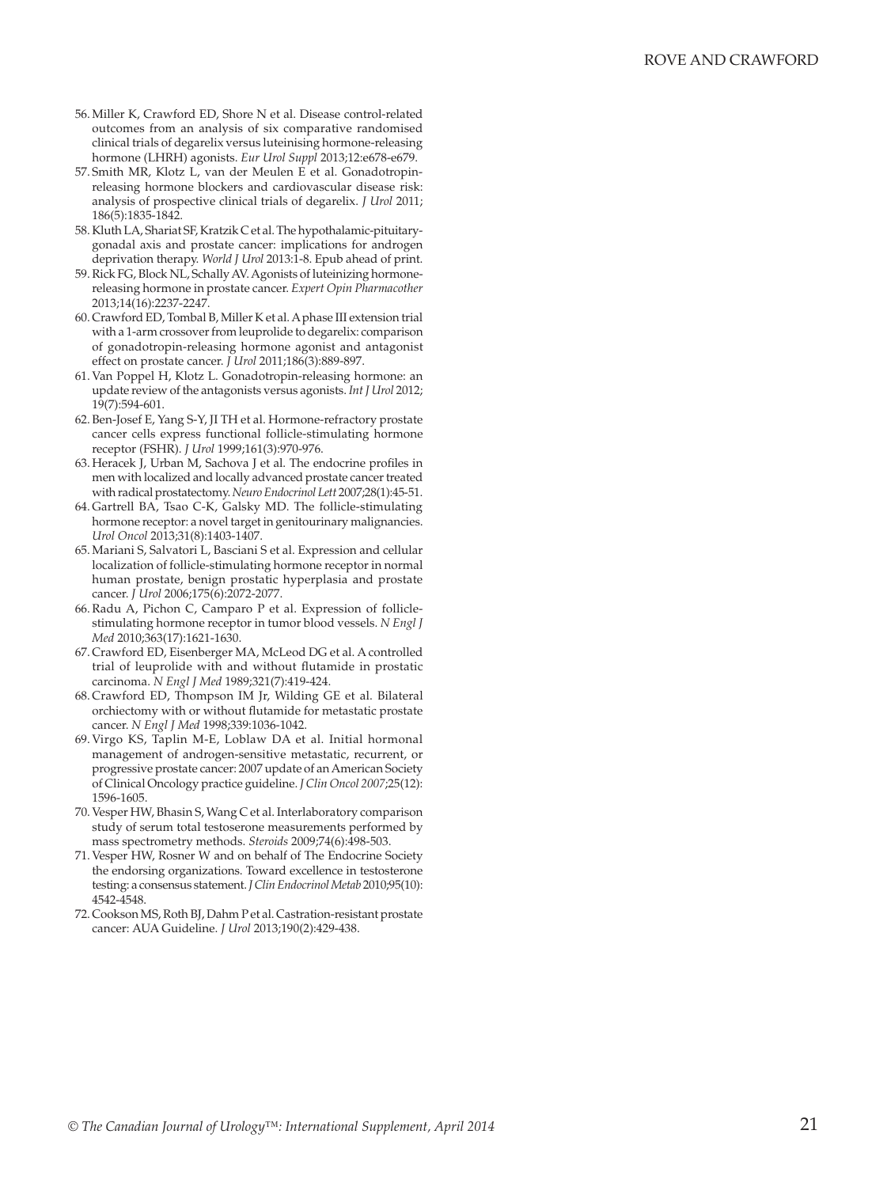56. Miller K, Crawford ED, Shore N et al. Disease control-related outcomes from an analysis of six comparative randomised clinical trials of degarelix versus luteinising hormone-releasing hormone (LHRH) agonists. *Eur Urol Suppl* 2013;12:e678-e679.
57. Smith MR, Klotz L, van der Meulen E et al. Gonadotropin-releasing hormone blockers and cardiovascular disease risk: analysis of prospective clinical trials of degarelix. *J Urol* 2011; 186(5):1835-1842.
58. Kluth LA, Shariat SF, Kratzik C et al. The hypothalamic-pituitary-gonadal axis and prostate cancer: implications for androgen deprivation therapy. *World J Urol* 2013:1-8. Epub ahead of print.
59. Rick FG, Block NL, Schally AV. Agonists of luteinizing hormone-releasing hormone in prostate cancer. *Expert Opin Pharmacother* 2013;14(16):2237-2247.
60. Crawford ED, Tombal B, Miller K et al. A phase III extension trial with a 1-arm crossover from leuprolide to degarelix: comparison of gonadotropin-releasing hormone agonist and antagonist effect on prostate cancer. *J Urol* 2011;186(3):889-897.
61. Van Poppel H, Klotz L. Gonadotropin-releasing hormone: an update review of the antagonists versus agonists. *Int J Urol* 2012; 19(7):594-601.
62. Ben-Josef E, Yang S-Y, JI TH et al. Hormone-refractory prostate cancer cells express functional follicle-stimulating hormone receptor (FSHR). *J Urol* 1999;161(3):970-976.
63. Heracek J, Urban M, Sachova J et al. The endocrine profiles in men with localized and locally advanced prostate cancer treated with radical prostatectomy. *Neuro Endocrinol Lett* 2007;28(1):45-51.
64. Gartrell BA, Tsao C-K, Galsky MD. The follicle-stimulating hormone receptor: a novel target in genitourinary malignancies. *Urol Oncol* 2013;31(8):1403-1407.
65. Mariani S, Salvatori L, Basciani S et al. Expression and cellular localization of follicle-stimulating hormone receptor in normal human prostate, benign prostatic hyperplasia and prostate cancer. *J Urol* 2006;175(6):2072-2077.
66. Radu A, Pichon C, Camparo P et al. Expression of follicle-stimulating hormone receptor in tumor blood vessels. *N Engl J Med* 2010;363(17):1621-1630.
67. Crawford ED, Eisenberger MA, McLeod DG et al. A controlled trial of leuprolide with and without flutamide in prostatic carcinoma. *N Engl J Med* 1989;321(7):419-424.
68. Crawford ED, Thompson IM Jr, Wilding GE et al. Bilateral orchiectomy with or without flutamide for metastatic prostate cancer. *N Engl J Med* 1998;339:1036-1042.
69. Virgo KS, Taplin M-E, Loblaw DA et al. Initial hormonal management of androgen-sensitive metastatic, recurrent, or progressive prostate cancer: 2007 update of an American Society of Clinical Oncology practice guideline. *J Clin Oncol 2007*;25(12): 1596-1605.
70. Vesper HW, Bhasin S, Wang C et al. Interlaboratory comparison study of serum total testosterone measurements performed by mass spectrometry methods. *Steroids* 2009;74(6):498-503.
71. Vesper HW, Rosner W and on behalf of The Endocrine Society the endorsing organizations. Toward excellence in testosterone testing: a consensus statement. *J Clin Endocrinol Metab* 2010;95(10): 4542-4548.
72. Cookson MS, Roth BJ, Dahm P et al. Castration-resistant prostate cancer: AUA Guideline. *J Urol* 2013;190(2):429-438.